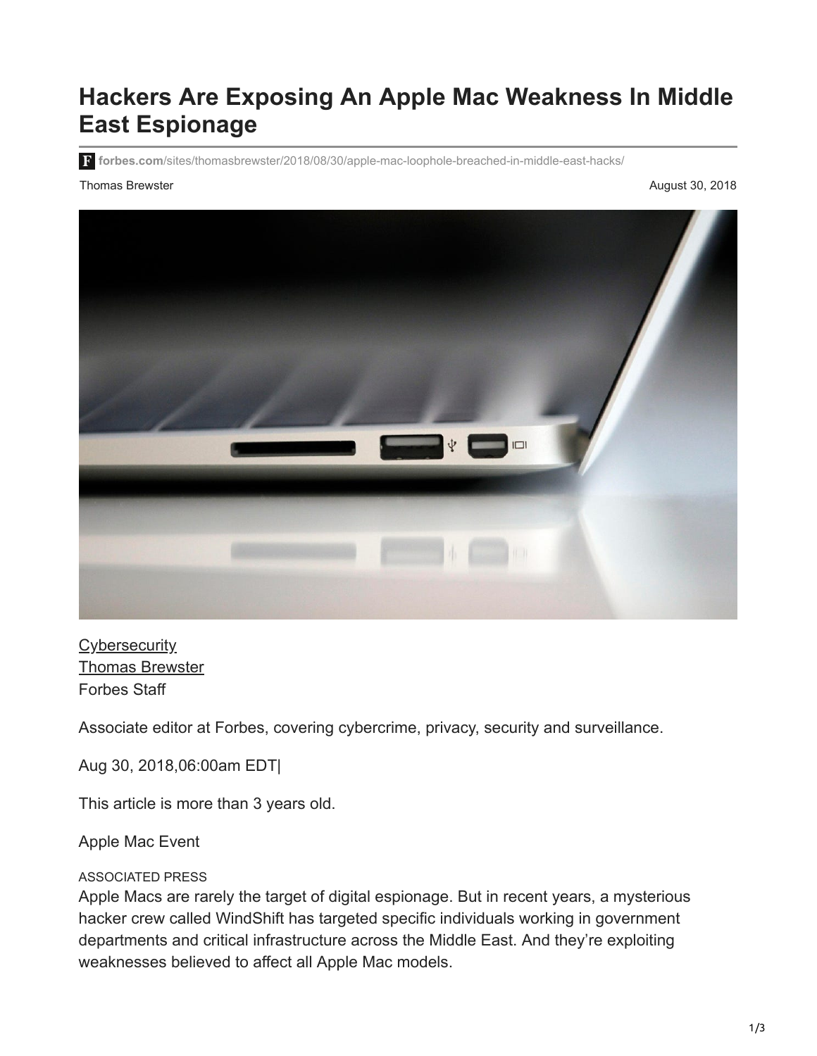# Hackers Are Exposing An Apple Mac Weakness In Middle East Espionage

forbes.com/sites/thomasbrewster/2018/08/30/apple-mac-loophole-breached-in-middle-east-hacks/

Thomas Brewster

August 30, 2018

Cybersecurity
Thomas Brewster
Forbes Staff

Associate editor at Forbes, covering cybercrime, privacy, security and surveillance.

Aug 30, 2018,06:00am EDT|

This article is more than 3 years old.

Apple Mac Event

ASSOCIATED PRESS

Apple Macs are rarely the target of digital espionage. But in recent years, a mysterious hacker crew called WindShift has targeted specific individuals working in government departments and critical infrastructure across the Middle East. And they're exploiting weaknesses believed to affect all Apple Mac models.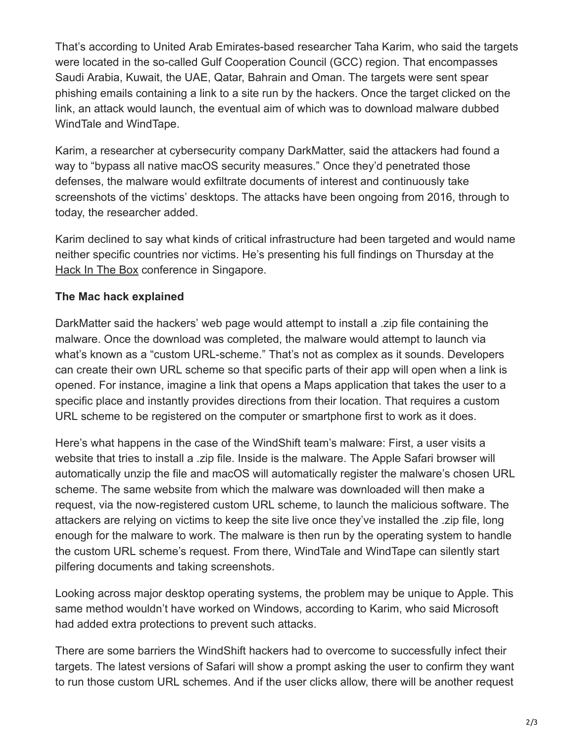That's according to United Arab Emirates-based researcher Taha Karim, who said the targets were located in the so-called Gulf Cooperation Council (GCC) region. That encompasses Saudi Arabia, Kuwait, the UAE, Qatar, Bahrain and Oman. The targets were sent spear phishing emails containing a link to a site run by the hackers. Once the target clicked on the link, an attack would launch, the eventual aim of which was to download malware dubbed WindTale and WindTape.

Karim, a researcher at cybersecurity company DarkMatter, said the attackers had found a way to "bypass all native macOS security measures." Once they'd penetrated those defenses, the malware would exfiltrate documents of interest and continuously take screenshots of the victims' desktops. The attacks have been ongoing from 2016, through to today, the researcher added.

Karim declined to say what kinds of critical infrastructure had been targeted and would name neither specific countries nor victims. He's presenting his full findings on Thursday at the Hack In The Box conference in Singapore.

**The Mac hack explained**

DarkMatter said the hackers' web page would attempt to install a .zip file containing the malware. Once the download was completed, the malware would attempt to launch via what's known as a "custom URL-scheme." That's not as complex as it sounds. Developers can create their own URL scheme so that specific parts of their app will open when a link is opened. For instance, imagine a link that opens a Maps application that takes the user to a specific place and instantly provides directions from their location. That requires a custom URL scheme to be registered on the computer or smartphone first to work as it does.

Here's what happens in the case of the WindShift team's malware: First, a user visits a website that tries to install a .zip file. Inside is the malware. The Apple Safari browser will automatically unzip the file and macOS will automatically register the malware's chosen URL scheme. The same website from which the malware was downloaded will then make a request, via the now-registered custom URL scheme, to launch the malicious software. The attackers are relying on victims to keep the site live once they've installed the .zip file, long enough for the malware to work. The malware is then run by the operating system to handle the custom URL scheme's request. From there, WindTale and WindTape can silently start pilfering documents and taking screenshots.

Looking across major desktop operating systems, the problem may be unique to Apple. This same method wouldn't have worked on Windows, according to Karim, who said Microsoft had added extra protections to prevent such attacks.

There are some barriers the WindShift hackers had to overcome to successfully infect their targets. The latest versions of Safari will show a prompt asking the user to confirm they want to run those custom URL schemes. And if the user clicks allow, there will be another request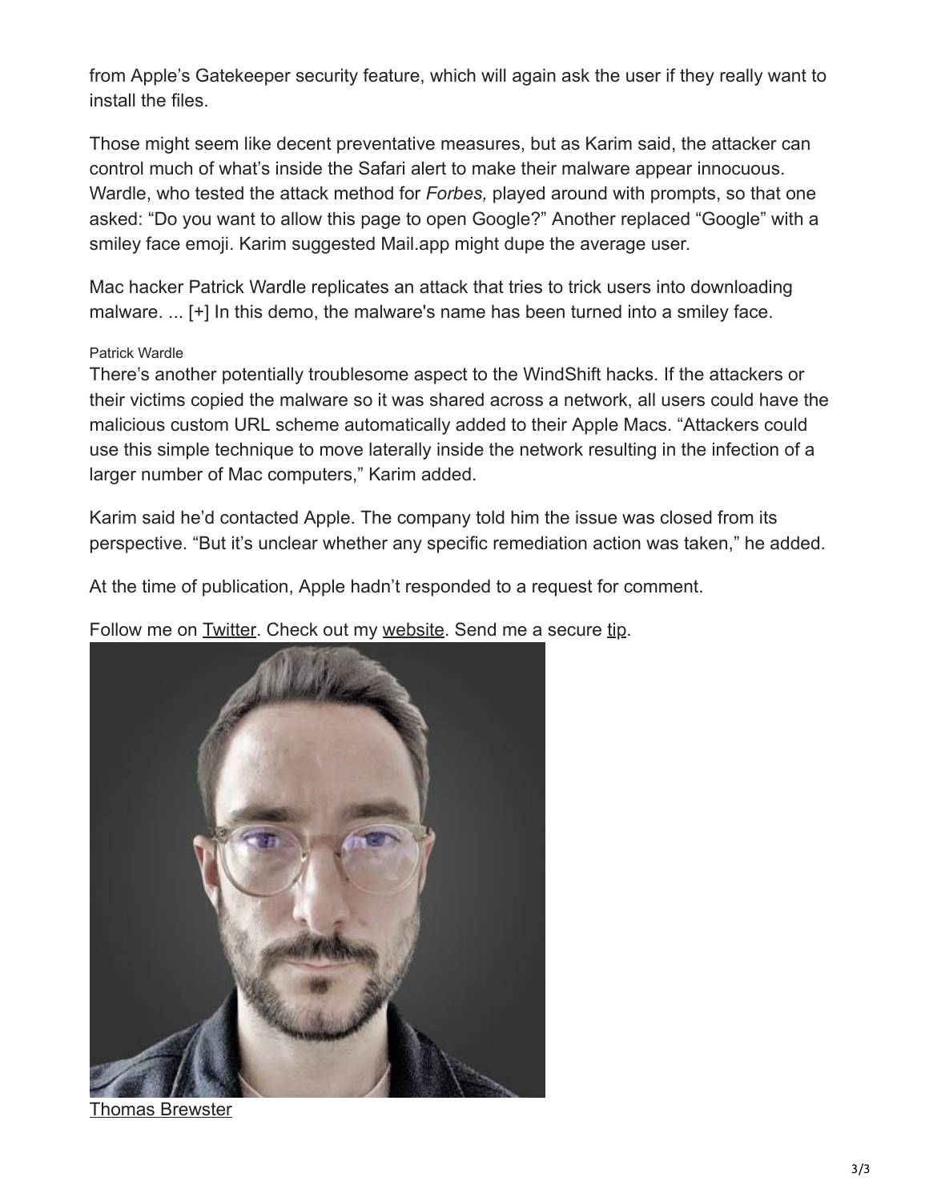from Apple's Gatekeeper security feature, which will again ask the user if they really want to install the files.

Those might seem like decent preventative measures, but as Karim said, the attacker can control much of what's inside the Safari alert to make their malware appear innocuous. Wardle, who tested the attack method for *Forbes,* played around with prompts, so that one asked: "Do you want to allow this page to open Google?" Another replaced "Google" with a smiley face emoji. Karim suggested Mail.app might dupe the average user.

Mac hacker Patrick Wardle replicates an attack that tries to trick users into downloading malware. ... [+] In this demo, the malware's name has been turned into a smiley face.

Patrick Wardle

There's another potentially troublesome aspect to the WindShift hacks. If the attackers or their victims copied the malware so it was shared across a network, all users could have the malicious custom URL scheme automatically added to their Apple Macs. "Attackers could use this simple technique to move laterally inside the network resulting in the infection of a larger number of Mac computers," Karim added.

Karim said he'd contacted Apple. The company told him the issue was closed from its perspective. "But it's unclear whether any specific remediation action was taken," he added.

At the time of publication, Apple hadn't responded to a request for comment.

Follow me on Twitter. Check out my website. Send me a secure tip.

Thomas Brewster